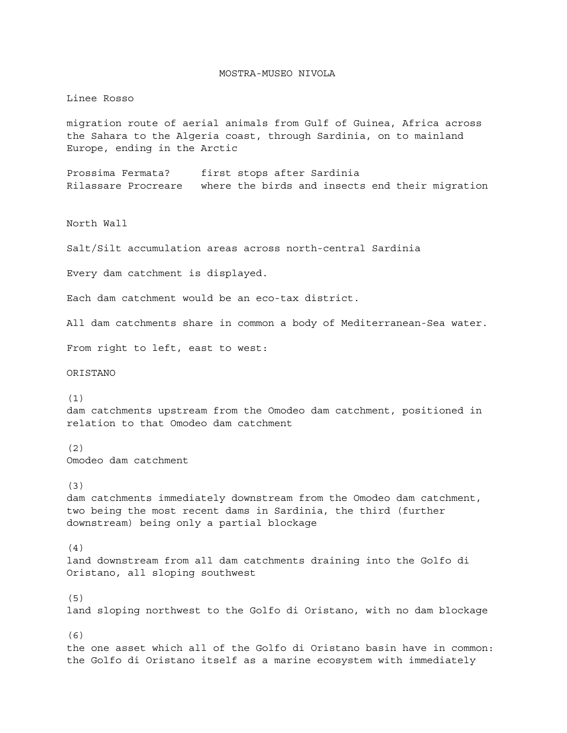# MOSTRA-MUSEO NIVOLA

Linee Rosso

migration route of aerial animals from Gulf of Guinea, Africa across the Sahara to the Algeria coast, through Sardinia, on to mainland Europe, ending in the Arctic

| | |
|---|---|
| Prossima Fermata? | first stops after Sardinia |
| Rilassare Procreare | where the birds and insects end their migration |

North Wall

Salt/Silt accumulation areas across north-central Sardinia

Every dam catchment is displayed.

Each dam catchment would be an eco-tax district.

All dam catchments share in common a body of Mediterranean-Sea water.

From right to left, east to west:

ORISTANO

(1)
dam catchments upstream from the Omodeo dam catchment, positioned in relation to that Omodeo dam catchment

(2)
Omodeo dam catchment

(3)
dam catchments immediately downstream from the Omodeo dam catchment, two being the most recent dams in Sardinia, the third (further downstream) being only a partial blockage

(4)
land downstream from all dam catchments draining into the Golfo di Oristano, all sloping southwest

(5)
land sloping northwest to the Golfo di Oristano, with no dam blockage

(6)
the one asset which all of the Golfo di Oristano basin have in common: the Golfo di Oristano itself as a marine ecosystem with immediately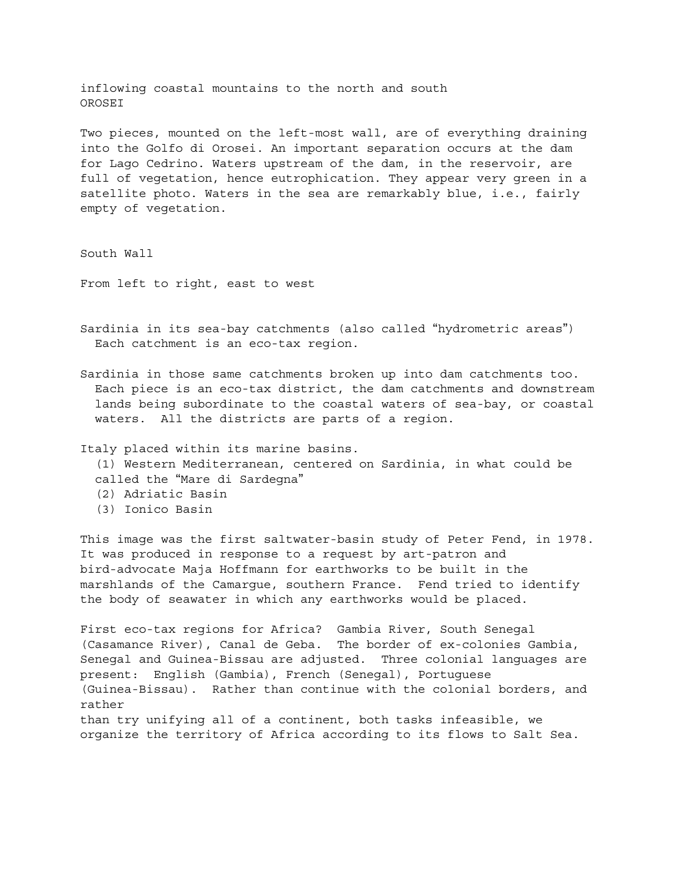inflowing coastal mountains to the north and south
OROSEI

Two pieces, mounted on the left-most wall, are of everything draining into the Golfo di Orosei. An important separation occurs at the dam for Lago Cedrino. Waters upstream of the dam, in the reservoir, are full of vegetation, hence eutrophication. They appear very green in a satellite photo. Waters in the sea are remarkably blue, i.e., fairly empty of vegetation.

South Wall

From left to right, east to west

Sardinia in its sea-bay catchments (also called “hydrometric areas”)
Each catchment is an eco-tax region.

Sardinia in those same catchments broken up into dam catchments too.
Each piece is an eco-tax district, the dam catchments and downstream lands being subordinate to the coastal waters of sea-bay, or coastal waters. All the districts are parts of a region.

Italy placed within its marine basins.
(1) Western Mediterranean, centered on Sardinia, in what could be called the “Mare di Sardegna”
(2) Adriatic Basin
(3) Ionico Basin

This image was the first saltwater-basin study of Peter Fend, in 1978. It was produced in response to a request by art-patron and bird-advocate Maja Hoffmann for earthworks to be built in the marshlands of the Camargue, southern France. Fend tried to identify the body of seawater in which any earthworks would be placed.

First eco-tax regions for Africa? Gambia River, South Senegal (Casamance River), Canal de Geba. The border of ex-colonies Gambia, Senegal and Guinea-Bissau are adjusted. Three colonial languages are present: English (Gambia), French (Senegal), Portuguese (Guinea-Bissau). Rather than continue with the colonial borders, and rather than try unifying all of a continent, both tasks infeasible, we organize the territory of Africa according to its flows to Salt Sea.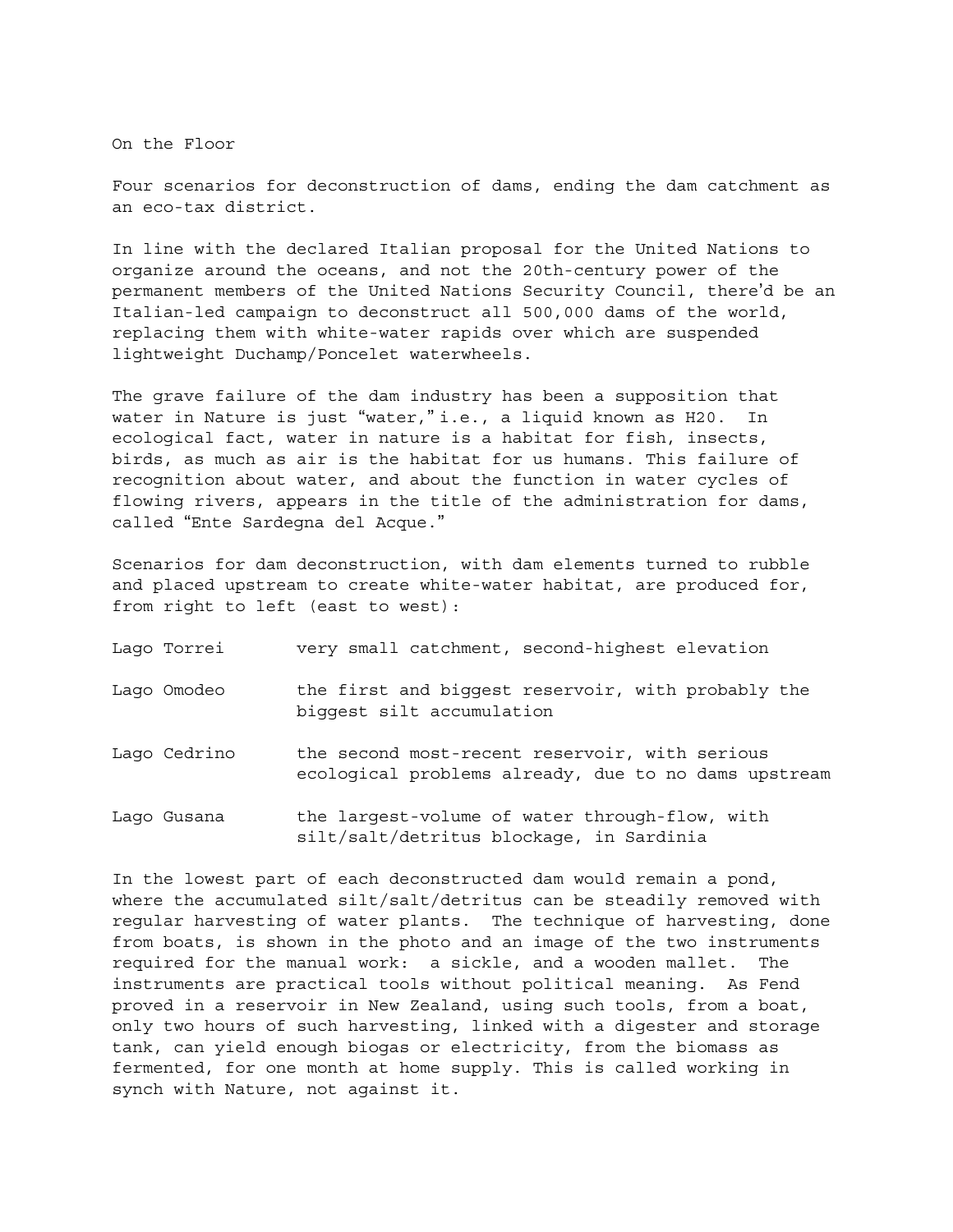On the Floor

Four scenarios for deconstruction of dams, ending the dam catchment as an eco-tax district.

In line with the declared Italian proposal for the United Nations to organize around the oceans, and not the 20th-century power of the permanent members of the United Nations Security Council, there'd be an Italian-led campaign to deconstruct all 500,000 dams of the world, replacing them with white-water rapids over which are suspended lightweight Duchamp/Poncelet waterwheels.

The grave failure of the dam industry has been a supposition that water in Nature is just "water," i.e., a liquid known as H20. In ecological fact, water in nature is a habitat for fish, insects, birds, as much as air is the habitat for us humans. This failure of recognition about water, and about the function in water cycles of flowing rivers, appears in the title of the administration for dams, called "Ente Sardegna del Acque."

Scenarios for dam deconstruction, with dam elements turned to rubble and placed upstream to create white-water habitat, are produced for, from right to left (east to west):

| | |
|---|---|
| Lago Torrei | very small catchment, second-highest elevation |
| Lago Omodeo | the first and biggest reservoir, with probably the biggest silt accumulation |
| Lago Cedrino | the second most-recent reservoir, with serious ecological problems already, due to no dams upstream |
| Lago Gusana | the largest-volume of water through-flow, with silt/salt/detritus blockage, in Sardinia |

In the lowest part of each deconstructed dam would remain a pond, where the accumulated silt/salt/detritus can be steadily removed with regular harvesting of water plants. The technique of harvesting, done from boats, is shown in the photo and an image of the two instruments required for the manual work: a sickle, and a wooden mallet. The instruments are practical tools without political meaning. As Fend proved in a reservoir in New Zealand, using such tools, from a boat, only two hours of such harvesting, linked with a digester and storage tank, can yield enough biogas or electricity, from the biomass as fermented, for one month at home supply. This is called working in synch with Nature, not against it.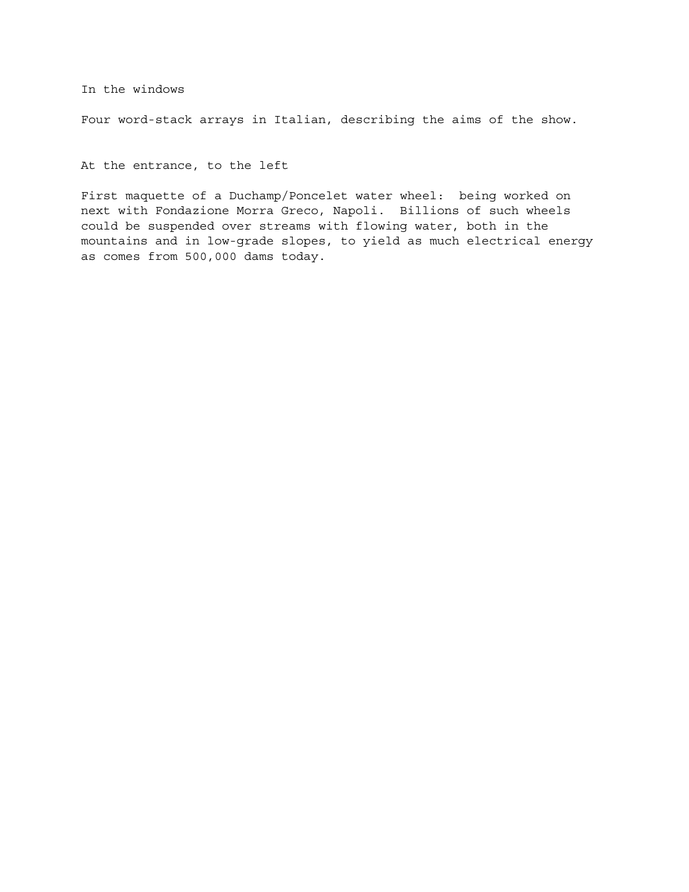In the windows

Four word-stack arrays in Italian, describing the aims of the show.

At the entrance, to the left

First maquette of a Duchamp/Poncelet water wheel: being worked on next with Fondazione Morra Greco, Napoli. Billions of such wheels could be suspended over streams with flowing water, both in the mountains and in low-grade slopes, to yield as much electrical energy as comes from 500,000 dams today.